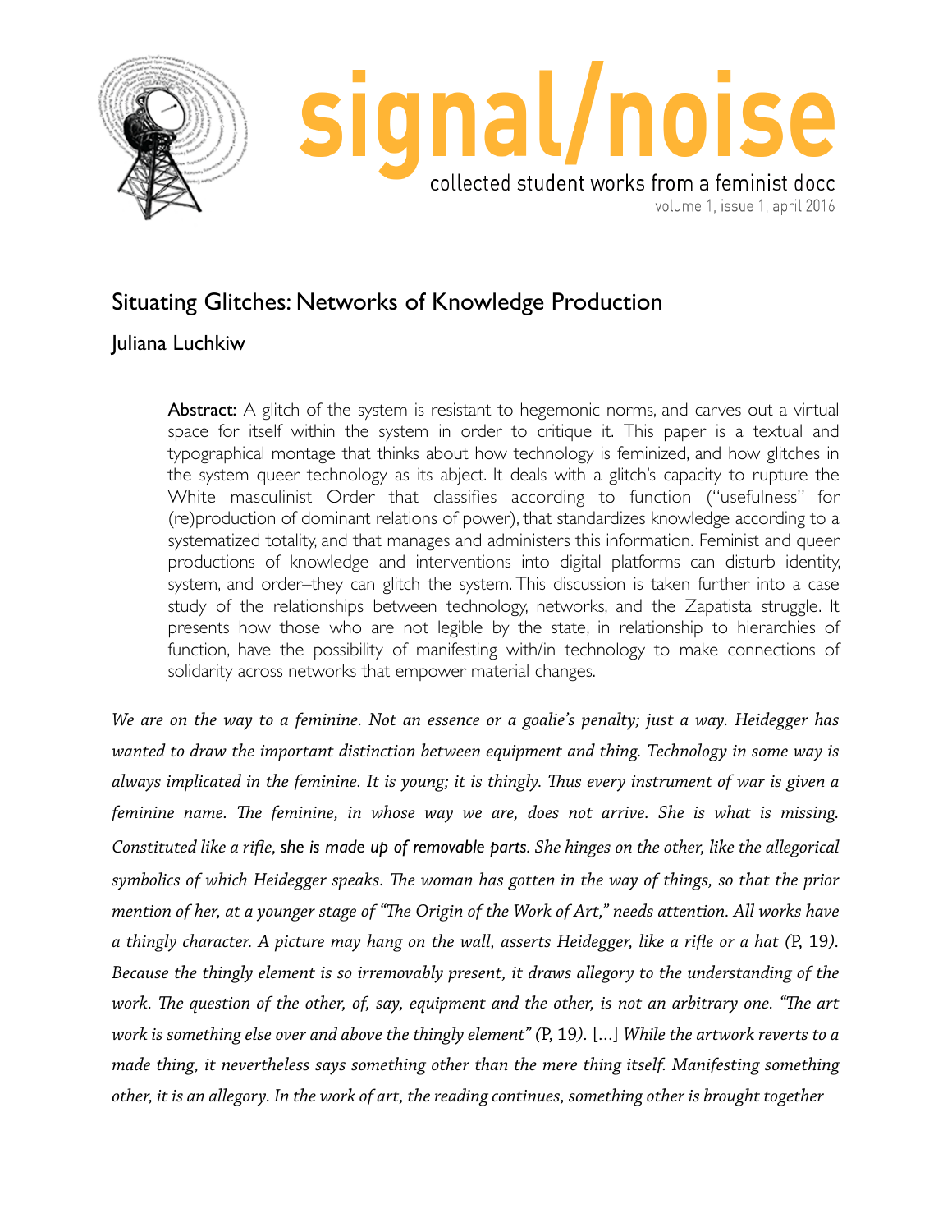# signal/noise

collected student works from a feminist docc

volume 1, issue 1, april 2016

## Situating Glitches: Networks of Knowledge Production

### Juliana Luchkiw

**Abstract:** A glitch of the system is resistant to hegemonic norms, and carves out a virtual space for itself within the system in order to critique it. This paper is a textual and typographical montage that thinks about how technology is feminized, and how glitches in the system queer technology as its abject. It deals with a glitch's capacity to rupture the White masculinist Order that classifies according to function ("usefulness" for (re)production of dominant relations of power), that standardizes knowledge according to a systematized totality, and that manages and administers this information. Feminist and queer productions of knowledge and interventions into digital platforms can disturb identity, system, and order–they can glitch the system. This discussion is taken further into a case study of the relationships between technology, networks, and the Zapatista struggle. It presents how those who are not legible by the state, in relationship to hierarchies of function, have the possibility of manifesting with/in technology to make connections of solidarity across networks that empower material changes.

*We are on the way to a feminine. Not an essence or a goalie's penalty; just a way. Heidegger has wanted to draw the important distinction between equipment and thing. Technology in some way is always implicated in the feminine. It is young; it is thingly. Thus every instrument of war is given a feminine name. The feminine, in whose way we are, does not arrive. She is what is missing. Constituted like a rifle,* she is made up of removable parts. *She hinges on the other, like the allegorical symbolics of which Heidegger speaks. The woman has gotten in the way of things, so that the prior mention of her, at a younger stage of "The Origin of the Work of Art," needs attention. All works have a thingly character. A picture may hang on the wall, asserts Heidegger, like a rifle or a hat (*P, 19*). Because the thingly element is so irremovably present, it draws allegory to the understanding of the work. The question of the other, of, say, equipment and the other, is not an arbitrary one. "The art work is something else over and above the thingly element" (*P, 19*).* [...] *While the artwork reverts to a made thing, it nevertheless says something other than the mere thing itself. Manifesting something other, it is an allegory. In the work of art, the reading continues, something other is brought together*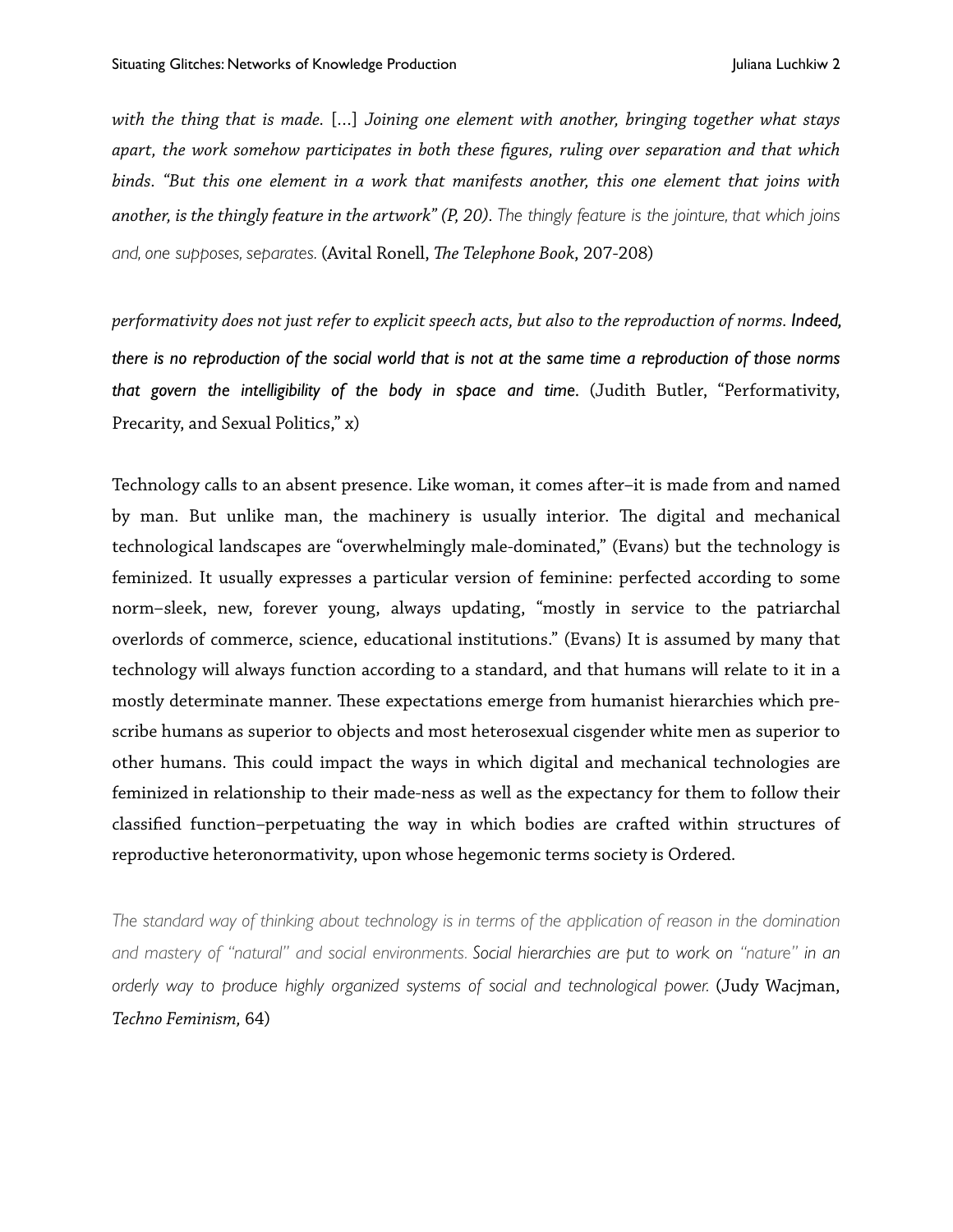*with the thing that is made.* [...] *Joining one element with another, bringing together what stays apart, the work somehow participates in both these figures, ruling over separation and that which binds. "But this one element in a work that manifests another, this one element that joins with another, is the thingly feature in the artwork" (P, 20). The thingly feature is the jointure, that which joins and, one supposes, separates.* (Avital Ronell, *The Telephone Book*, 207-208)

*performativity does not just refer to explicit speech acts, but also to the reproduction of norms.* ***Indeed, there is no reproduction of the social world that is not at the same time a reproduction of those norms that govern the intelligibility of the body in space and time.*** (Judith Butler, "Performativity, Precarity, and Sexual Politics," x)

Technology calls to an absent presence. Like woman, it comes after–it is made from and named by man. But unlike man, the machinery is usually interior. The digital and mechanical technological landscapes are "overwhelmingly male-dominated," (Evans) but the technology is feminized. It usually expresses a particular version of feminine: perfected according to some norm–sleek, new, forever young, always updating, "mostly in service to the patriarchal overlords of commerce, science, educational institutions." (Evans) It is assumed by many that technology will always function according to a standard, and that humans will relate to it in a mostly determinate manner. These expectations emerge from humanist hierarchies which pre-scribe humans as superior to objects and most heterosexual cisgender white men as superior to other humans. This could impact the ways in which digital and mechanical technologies are feminized in relationship to their made-ness as well as the expectancy for them to follow their classified function–perpetuating the way in which bodies are crafted within structures of reproductive heteronormativity, upon whose hegemonic terms society is Ordered.

*The standard way of thinking about technology is in terms of the application of reason in the domination and mastery of "natural" and social environments. Social hierarchies are put to work on "nature" in an orderly way to produce highly organized systems of social and technological power.* (Judy Wacjman, *Techno Feminism,* 64)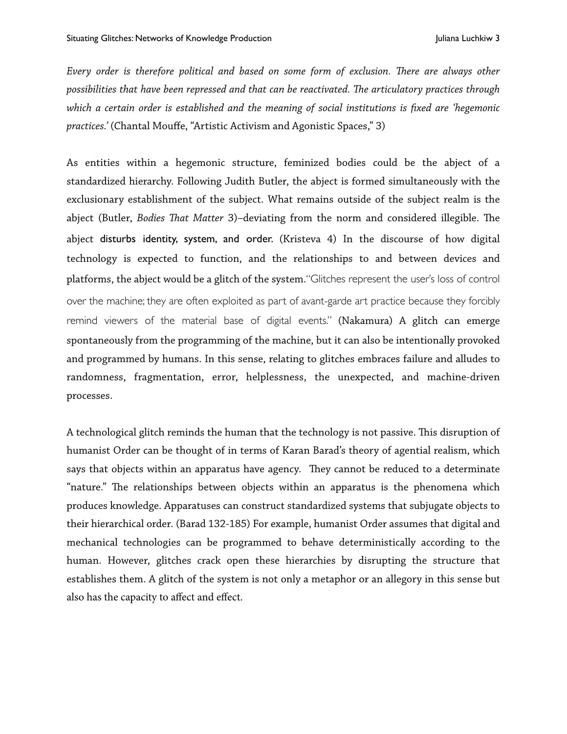*Every order is therefore political and based on some form of exclusion. There are always other possibilities that have been repressed and that can be reactivated. The articulatory practices through which a certain order is established and the meaning of social institutions is fixed are 'hegemonic practices.'* (Chantal Mouffe, "Artistic Activism and Agonistic Spaces," 3)

As entities within a hegemonic structure, feminized bodies could be the abject of a standardized hierarchy. Following Judith Butler, the abject is formed simultaneously with the exclusionary establishment of the subject. What remains outside of the subject realm is the abject (Butler, *Bodies That Matter* 3)–deviating from the norm and considered illegible. The abject disturbs identity, system, and order. (Kristeva 4) In the discourse of how digital technology is expected to function, and the relationships to and between devices and platforms, the abject would be a glitch of the system."Glitches represent the user's loss of control over the machine; they are often exploited as part of avant-garde art practice because they forcibly remind viewers of the material base of digital events." (Nakamura) A glitch can emerge spontaneously from the programming of the machine, but it can also be intentionally provoked and programmed by humans. In this sense, relating to glitches embraces failure and alludes to randomness, fragmentation, error, helplessness, the unexpected, and machine-driven processes.

A technological glitch reminds the human that the technology is not passive. This disruption of humanist Order can be thought of in terms of Karan Barad's theory of agential realism, which says that objects within an apparatus have agency. They cannot be reduced to a determinate "nature." The relationships between objects within an apparatus is the phenomena which produces knowledge. Apparatuses can construct standardized systems that subjugate objects to their hierarchical order. (Barad 132-185) For example, humanist Order assumes that digital and mechanical technologies can be programmed to behave deterministically according to the human. However, glitches crack open these hierarchies by disrupting the structure that establishes them. A glitch of the system is not only a metaphor or an allegory in this sense but also has the capacity to affect and effect.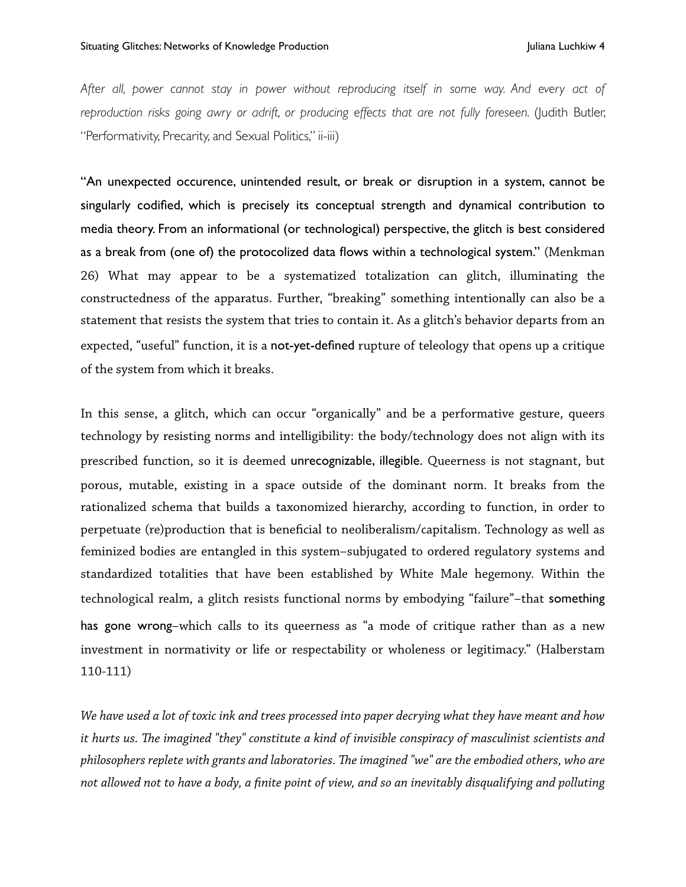*After all, power cannot stay in power without reproducing itself in some way. And every act of reproduction risks going awry or adrift, or producing effects that are not fully foreseen.* (Judith Butler, "Performativity, Precarity, and Sexual Politics," ii-iii)

"An unexpected occurence, unintended result, or break or disruption in a system, cannot be singularly codified, which is precisely its conceptual strength and dynamical contribution to media theory. From an informational (or technological) perspective, the glitch is best considered as a break from (one of) the protocolized data flows within a technological system." (Menkman 26) What may appear to be a systematized totalization can glitch, illuminating the constructedness of the apparatus. Further, "breaking" something intentionally can also be a statement that resists the system that tries to contain it. As a glitch's behavior departs from an expected, "useful" function, it is a not-yet-defined rupture of teleology that opens up a critique of the system from which it breaks.

In this sense, a glitch, which can occur "organically" and be a performative gesture, queers technology by resisting norms and intelligibility: the body/technology does not align with its prescribed function, so it is deemed unrecognizable, illegible. Queerness is not stagnant, but porous, mutable, existing in a space outside of the dominant norm. It breaks from the rationalized schema that builds a taxonomized hierarchy, according to function, in order to perpetuate (re)production that is beneficial to neoliberalism/capitalism. Technology as well as feminized bodies are entangled in this system–subjugated to ordered regulatory systems and standardized totalities that have been established by White Male hegemony. Within the technological realm, a glitch resists functional norms by embodying "failure"–that something has gone wrong–which calls to its queerness as "a mode of critique rather than as a new investment in normativity or life or respectability or wholeness or legitimacy." (Halberstam 110-111)

*We have used a lot of toxic ink and trees processed into paper decrying what they have meant and how it hurts us. The imagined "they" constitute a kind of invisible conspiracy of masculinist scientists and philosophers replete with grants and laboratories. The imagined "we" are the embodied others, who are not allowed not to have a body, a finite point of view, and so an inevitably disqualifying and polluting*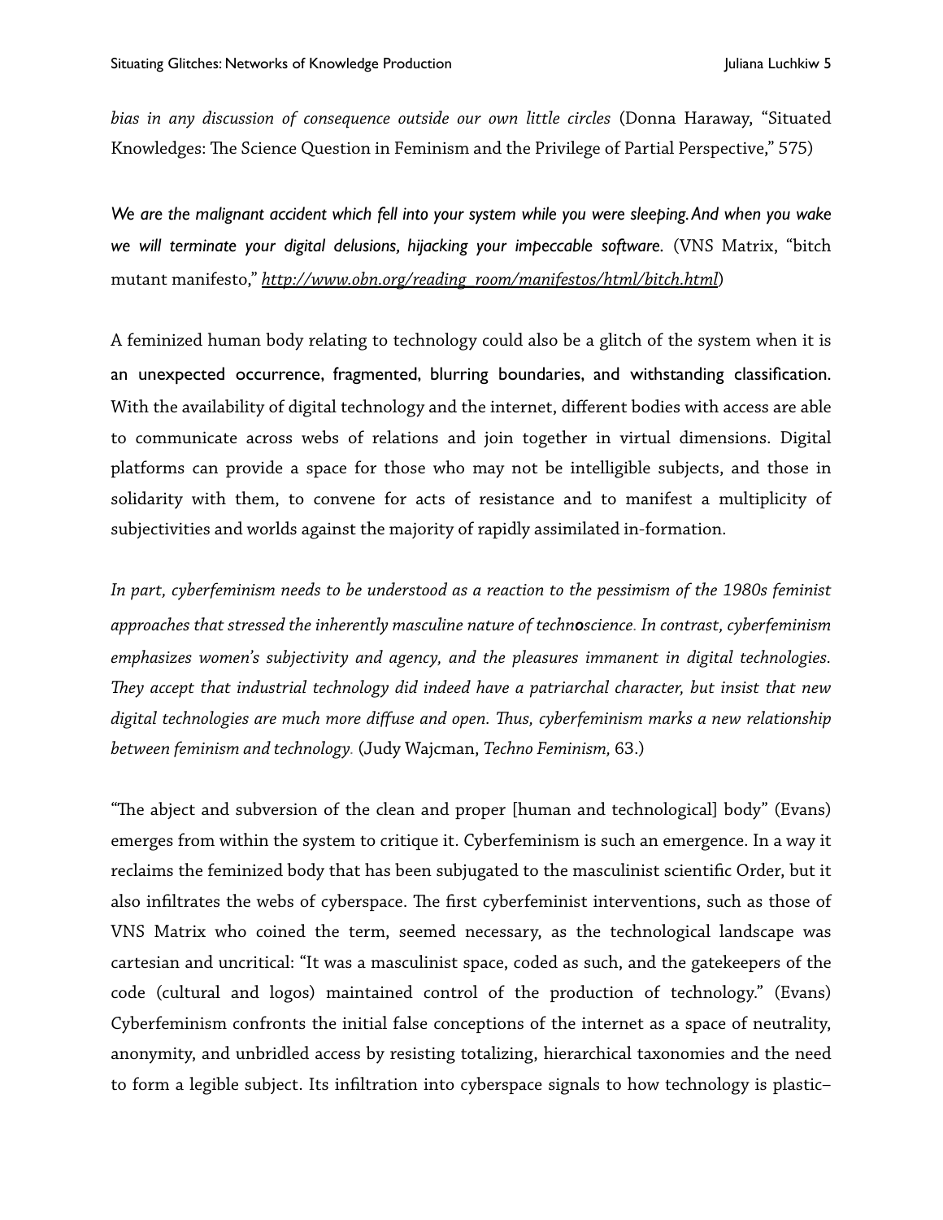*bias in any discussion of consequence outside our own little circles* (Donna Haraway, "Situated Knowledges: The Science Question in Feminism and the Privilege of Partial Perspective," 575)

*We are the malignant accident which fell into your system while you were sleeping. And when you wake we will terminate your digital delusions, hijacking your impeccable software.* (VNS Matrix, "bitch mutant manifesto," *http://www.obn.org/reading_room/manifestos/html/bitch.html*)

A feminized human body relating to technology could also be a glitch of the system when it is an unexpected occurrence, fragmented, blurring boundaries, and withstanding classification. With the availability of digital technology and the internet, different bodies with access are able to communicate across webs of relations and join together in virtual dimensions. Digital platforms can provide a space for those who may not be intelligible subjects, and those in solidarity with them, to convene for acts of resistance and to manifest a multiplicity of subjectivities and worlds against the majority of rapidly assimilated in-formation.

*In part, cyberfeminism needs to be understood as a reaction to the pessimism of the 1980s feminist approaches that stressed the inherently masculine nature of technoscience. In contrast, cyberfeminism emphasizes women's subjectivity and agency, and the pleasures immanent in digital technologies. They accept that industrial technology did indeed have a patriarchal character, but insist that new digital technologies are much more diffuse and open. Thus, cyberfeminism marks a new relationship between feminism and technology.* (Judy Wajcman, *Techno Feminism,* 63.)

"The abject and subversion of the clean and proper [human and technological] body" (Evans) emerges from within the system to critique it. Cyberfeminism is such an emergence. In a way it reclaims the feminized body that has been subjugated to the masculinist scientific Order, but it also infiltrates the webs of cyberspace. The first cyberfeminist interventions, such as those of VNS Matrix who coined the term, seemed necessary, as the technological landscape was cartesian and uncritical: "It was a masculinist space, coded as such, and the gatekeepers of the code (cultural and logos) maintained control of the production of technology." (Evans) Cyberfeminism confronts the initial false conceptions of the internet as a space of neutrality, anonymity, and unbridled access by resisting totalizing, hierarchical taxonomies and the need to form a legible subject. Its infiltration into cyberspace signals to how technology is plastic–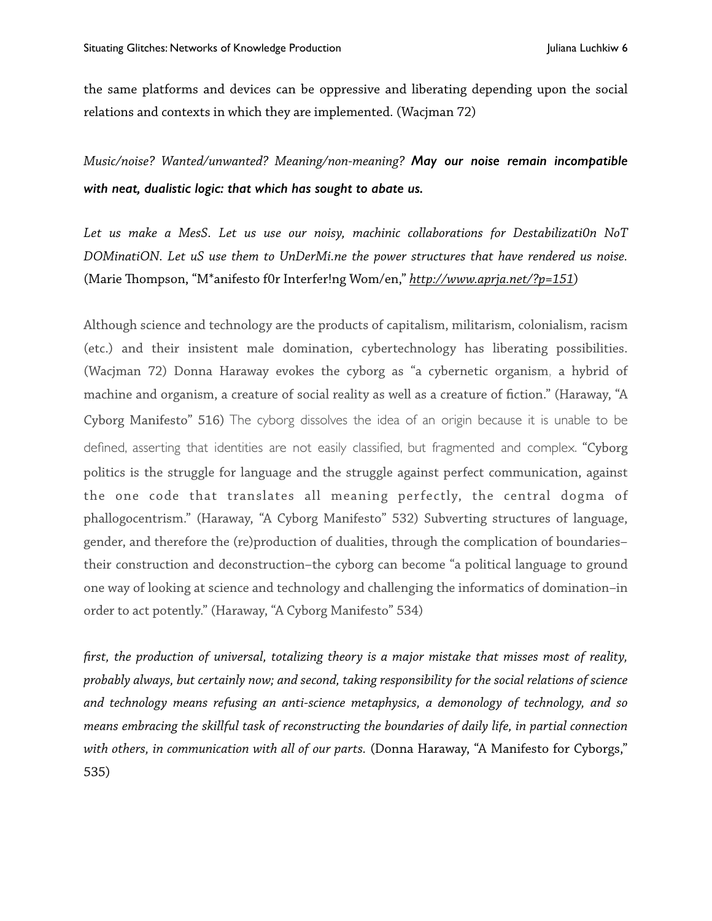the same platforms and devices can be oppressive and liberating depending upon the social relations and contexts in which they are implemented. (Wacjman 72)

*Music/noise? Wanted/unwanted? Meaning/non-meaning?* ***May our noise remain incompatible with neat, dualistic logic: that which has sought to abate us.***

*Let us make a MesS. Let us use our noisy, machinic collaborations for Destabilizati0n NoT DOMinatiON. Let uS use them to UnDerMi.ne the power structures that have rendered us noise.* (Marie Thompson, "M*anifesto f0r Interfer!ng Wom/en," *http://www.aprja.net/?p=151*)

Although science and technology are the products of capitalism, militarism, colonialism, racism (etc.) and their insistent male domination, cybertechnology has liberating possibilities. (Wacjman 72) Donna Haraway evokes the cyborg as "a cybernetic organism, a hybrid of machine and organism, a creature of social reality as well as a creature of fiction." (Haraway, "A Cyborg Manifesto" 516) The cyborg dissolves the idea of an origin because it is unable to be defined, asserting that identities are not easily classified, but fragmented and complex. "Cyborg politics is the struggle for language and the struggle against perfect communication, against the one code that translates all meaning perfectly, the central dogma of phallogocentrism." (Haraway, "A Cyborg Manifesto" 532) Subverting structures of language, gender, and therefore the (re)production of dualities, through the complication of boundaries–their construction and deconstruction–the cyborg can become "a political language to ground one way of looking at science and technology and challenging the informatics of domination–in order to act potently." (Haraway, "A Cyborg Manifesto" 534)

*first, the production of universal, totalizing theory is a major mistake that misses most of reality, probably always, but certainly now; and second, taking responsibility for the social relations of science and technology means refusing an anti-science metaphysics, a demonology of technology, and so means embracing the skillful task of reconstructing the boundaries of daily life, in partial connection with others, in communication with all of our parts.* (Donna Haraway, "A Manifesto for Cyborgs," 535)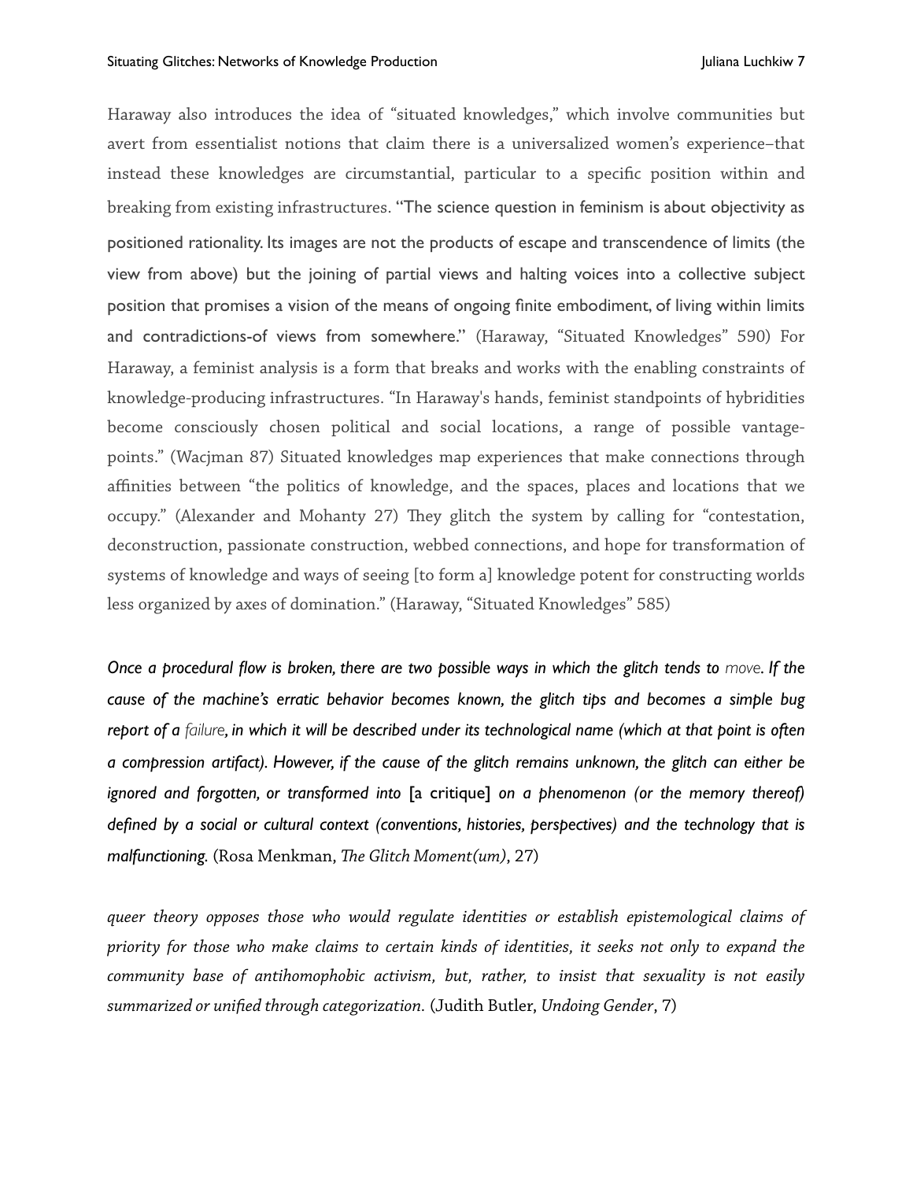Haraway also introduces the idea of "situated knowledges," which involve communities but avert from essentialist notions that claim there is a universalized women's experience–that instead these knowledges are circumstantial, particular to a specific position within and breaking from existing infrastructures. "The science question in feminism is about objectivity as positioned rationality. Its images are not the products of escape and transcendence of limits (the view from above) but the joining of partial views and halting voices into a collective subject position that promises a vision of the means of ongoing finite embodiment, of living within limits and contradictions-of views from somewhere." (Haraway, "Situated Knowledges" 590) For Haraway, a feminist analysis is a form that breaks and works with the enabling constraints of knowledge-producing infrastructures. "In Haraway's hands, feminist standpoints of hybridities become consciously chosen political and social locations, a range of possible vantage-points." (Wacjman 87) Situated knowledges map experiences that make connections through affinities between "the politics of knowledge, and the spaces, places and locations that we occupy." (Alexander and Mohanty 27) They glitch the system by calling for "contestation, deconstruction, passionate construction, webbed connections, and hope for transformation of systems of knowledge and ways of seeing [to form a] knowledge potent for constructing worlds less organized by axes of domination." (Haraway, "Situated Knowledges" 585)

***Once a procedural flow is broken, there are two possible ways in which the glitch tends to** move**. If the cause of the machine's erratic behavior becomes known, the glitch tips and becomes a simple bug report of a** failure**, in which it will be described under its technological name (which at that point is often a compression artifact). However, if the cause of the glitch remains unknown, the glitch can either be ignored and forgotten, or transformed into* [a critique] *on a phenomenon (or the memory thereof) defined by a social or cultural context (conventions, histories, perspectives) and the technology that is malfunctioning.*** (Rosa Menkman, *The Glitch Moment(um)*, 27)

*queer theory opposes those who would regulate identities or establish epistemological claims of priority for those who make claims to certain kinds of identities, it seeks not only to expand the community base of antihomophobic activism, but, rather, to insist that sexuality is not easily summarized or unified through categorization.* (Judith Butler, *Undoing Gender*, 7)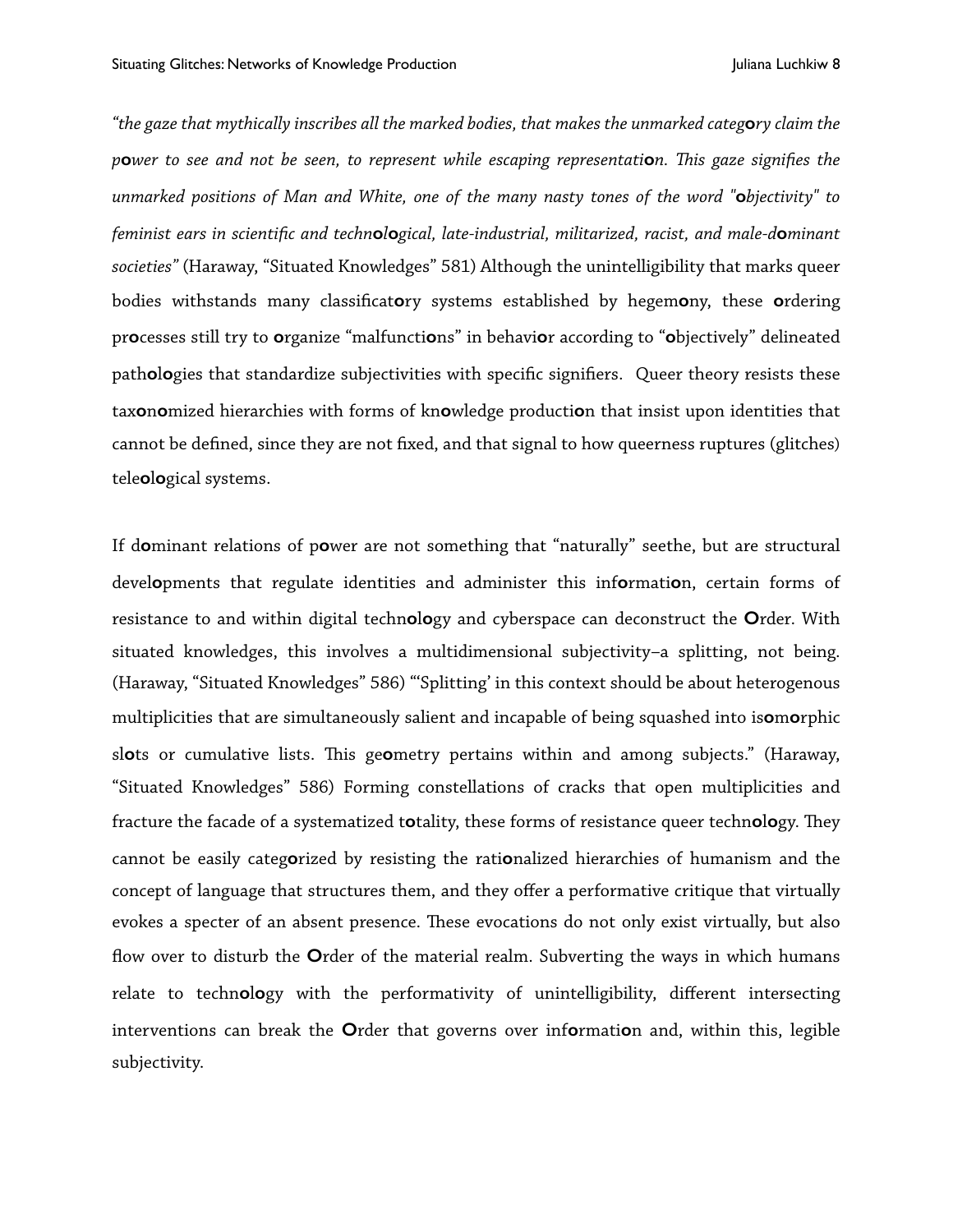*"the gaze that mythically inscribes all the marked bodies, that makes the unmarked category claim the power to see and not be seen, to represent while escaping representation. This gaze signifies the unmarked positions of Man and White, one of the many nasty tones of the word "objectivity" to feminist ears in scientific and technological, late-industrial, militarized, racist, and male-dominant societies"* (Haraway, "Situated Knowledges" 581) Although the unintelligibility that marks queer bodies withstands many classificatory systems established by hegemony, these ordering processes still try to organize "malfunctions" in behavior according to "objectively" delineated pathologies that standardize subjectivities with specific signifiers. Queer theory resists these taxonomized hierarchies with forms of knowledge production that insist upon identities that cannot be defined, since they are not fixed, and that signal to how queerness ruptures (glitches) teleological systems.

If dominant relations of power are not something that "naturally" seethe, but are structural developments that regulate identities and administer this information, certain forms of resistance to and within digital technology and cyberspace can deconstruct the Order. With situated knowledges, this involves a multidimensional subjectivity–a splitting, not being. (Haraway, "Situated Knowledges" 586) "'Splitting' in this context should be about heterogenous multiplicities that are simultaneously salient and incapable of being squashed into isomorphic slots or cumulative lists. This geometry pertains within and among subjects." (Haraway, "Situated Knowledges" 586) Forming constellations of cracks that open multiplicities and fracture the facade of a systematized totality, these forms of resistance queer technology. They cannot be easily categorized by resisting the rationalized hierarchies of humanism and the concept of language that structures them, and they offer a performative critique that virtually evokes a specter of an absent presence. These evocations do not only exist virtually, but also flow over to disturb the Order of the material realm. Subverting the ways in which humans relate to technology with the performativity of unintelligibility, different intersecting interventions can break the Order that governs over information and, within this, legible subjectivity.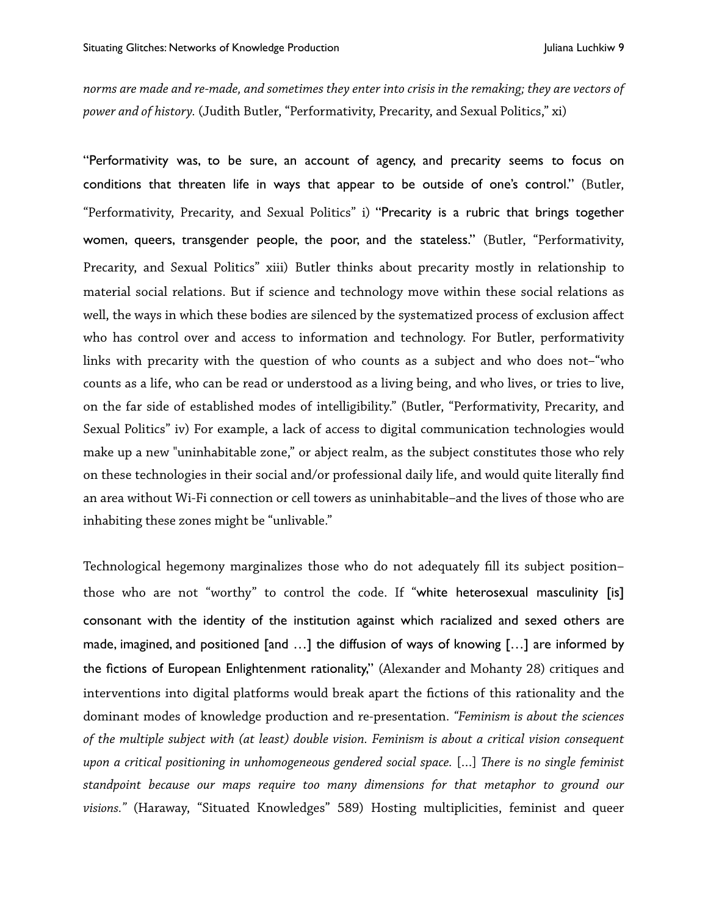*norms are made and re-made, and sometimes they enter into crisis in the remaking; they are vectors of power and of history.* (Judith Butler, "Performativity, Precarity, and Sexual Politics," xi)

"Performativity was, to be sure, an account of agency, and precarity seems to focus on conditions that threaten life in ways that appear to be outside of one's control." (Butler, "Performativity, Precarity, and Sexual Politics" i) "Precarity is a rubric that brings together women, queers, transgender people, the poor, and the stateless." (Butler, "Performativity, Precarity, and Sexual Politics" xiii) Butler thinks about precarity mostly in relationship to material social relations. But if science and technology move within these social relations as well, the ways in which these bodies are silenced by the systematized process of exclusion affect who has control over and access to information and technology. For Butler, performativity links with precarity with the question of who counts as a subject and who does not–"who counts as a life, who can be read or understood as a living being, and who lives, or tries to live, on the far side of established modes of intelligibility." (Butler, "Performativity, Precarity, and Sexual Politics" iv) For example, a lack of access to digital communication technologies would make up a new "uninhabitable zone," or abject realm, as the subject constitutes those who rely on these technologies in their social and/or professional daily life, and would quite literally find an area without Wi-Fi connection or cell towers as uninhabitable–and the lives of those who are inhabiting these zones might be "unlivable."

Technological hegemony marginalizes those who do not adequately fill its subject position–those who are not "worthy" to control the code. If "white heterosexual masculinity [is] consonant with the identity of the institution against which racialized and sexed others are made, imagined, and positioned [and …] the diffusion of ways of knowing […] are informed by the fictions of European Enlightenment rationality," (Alexander and Mohanty 28) critiques and interventions into digital platforms would break apart the fictions of this rationality and the dominant modes of knowledge production and re-presentation. *"Feminism is about the sciences of the multiple subject with (at least) double vision. Feminism is about a critical vision consequent upon a critical positioning in unhomogeneous gendered social space.* […] *There is no single feminist standpoint because our maps require too many dimensions for that metaphor to ground our visions."* (Haraway, "Situated Knowledges" 589) Hosting multiplicities, feminist and queer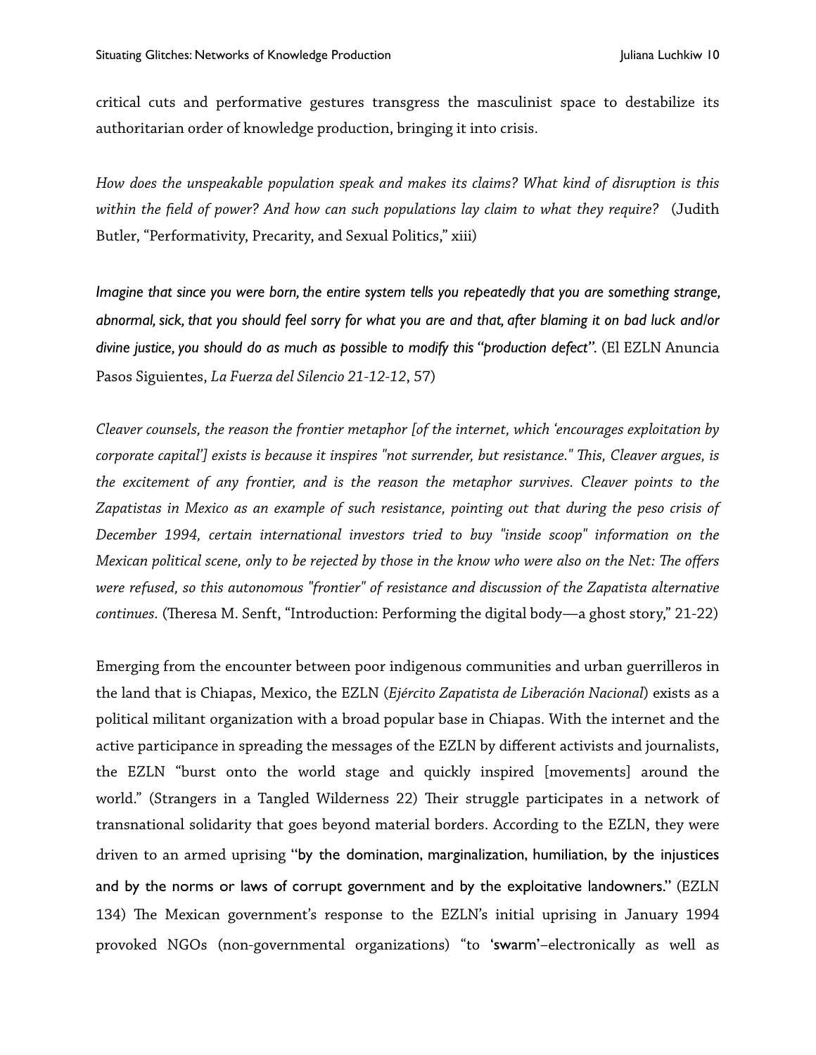critical cuts and performative gestures transgress the masculinist space to destabilize its authoritarian order of knowledge production, bringing it into crisis.

*How does the unspeakable population speak and makes its claims? What kind of disruption is this within the field of power? And how can such populations lay claim to what they require?* (Judith Butler, "Performativity, Precarity, and Sexual Politics," xiii)

*Imagine that since you were born, the entire system tells you repeatedly that you are something strange, abnormal, sick, that you should feel sorry for what you are and that, after blaming it on bad luck and/or divine justice, you should do as much as possible to modify this "production defect".* (El EZLN Anuncia Pasos Siguientes, *La Fuerza del Silencio 21-12-12*, 57)

*Cleaver counsels, the reason the frontier metaphor [of the internet, which 'encourages exploitation by corporate capital'] exists is because it inspires "not surrender, but resistance." This, Cleaver argues, is the excitement of any frontier, and is the reason the metaphor survives. Cleaver points to the Zapatistas in Mexico as an example of such resistance, pointing out that during the peso crisis of December 1994, certain international investors tried to buy "inside scoop" information on the Mexican political scene, only to be rejected by those in the know who were also on the Net: The offers were refused, so this autonomous "frontier" of resistance and discussion of the Zapatista alternative continues.* (Theresa M. Senft, "Introduction: Performing the digital body—a ghost story," 21-22)

Emerging from the encounter between poor indigenous communities and urban guerrilleros in the land that is Chiapas, Mexico, the EZLN (*Ejército Zapatista de Liberación Nacional*) exists as a political militant organization with a broad popular base in Chiapas. With the internet and the active participance in spreading the messages of the EZLN by different activists and journalists, the EZLN "burst onto the world stage and quickly inspired [movements] around the world." (Strangers in a Tangled Wilderness 22) Their struggle participates in a network of transnational solidarity that goes beyond material borders. According to the EZLN, they were driven to an armed uprising "by the domination, marginalization, humiliation, by the injustices and by the norms or laws of corrupt government and by the exploitative landowners." (EZLN 134) The Mexican government's response to the EZLN's initial uprising in January 1994 provoked NGOs (non-governmental organizations) "to 'swarm'–electronically as well as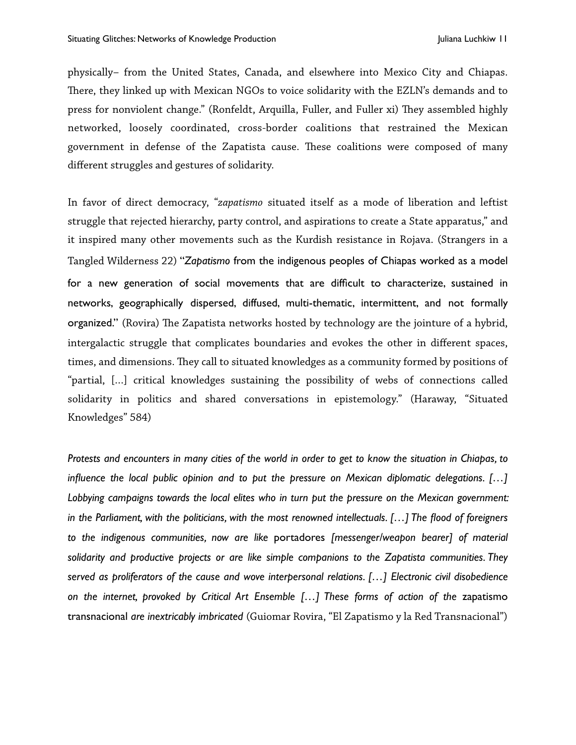physically– from the United States, Canada, and elsewhere into Mexico City and Chiapas. There, they linked up with Mexican NGOs to voice solidarity with the EZLN's demands and to press for nonviolent change." (Ronfeldt, Arquilla, Fuller, and Fuller xi) They assembled highly networked, loosely coordinated, cross-border coalitions that restrained the Mexican government in defense of the Zapatista cause. These coalitions were composed of many different struggles and gestures of solidarity.

In favor of direct democracy, "*zapatismo* situated itself as a mode of liberation and leftist struggle that rejected hierarchy, party control, and aspirations to create a State apparatus," and it inspired many other movements such as the Kurdish resistance in Rojava. (Strangers in a Tangled Wilderness 22) "*Zapatismo* from the indigenous peoples of Chiapas worked as a model for a new generation of social movements that are difficult to characterize, sustained in networks, geographically dispersed, diffused, multi-thematic, intermittent, and not formally organized." (Rovira) The Zapatista networks hosted by technology are the jointure of a hybrid, intergalactic struggle that complicates boundaries and evokes the other in different spaces, times, and dimensions. They call to situated knowledges as a community formed by positions of "partial, [...] critical knowledges sustaining the possibility of webs of connections called solidarity in politics and shared conversations in epistemology." (Haraway, "Situated Knowledges" 584)

*Protests and encounters in many cities of the world in order to get to know the situation in Chiapas, to influence the local public opinion and to put the pressure on Mexican diplomatic delegations. […] Lobbying campaigns towards the local elites who in turn put the pressure on the Mexican government: in the Parliament, with the politicians, with the most renowned intellectuals. […] The flood of foreigners to the indigenous communities, now are like* portadores *[messenger/weapon bearer] of material solidarity and productive projects or are like simple companions to the Zapatista communities. They served as proliferators of the cause and wove interpersonal relations. […] Electronic civil disobedience on the internet, provoked by Critical Art Ensemble […] These forms of action of the* zapatismo transnacional *are inextricably imbricated* (Guiomar Rovira, "El Zapatismo y la Red Transnacional")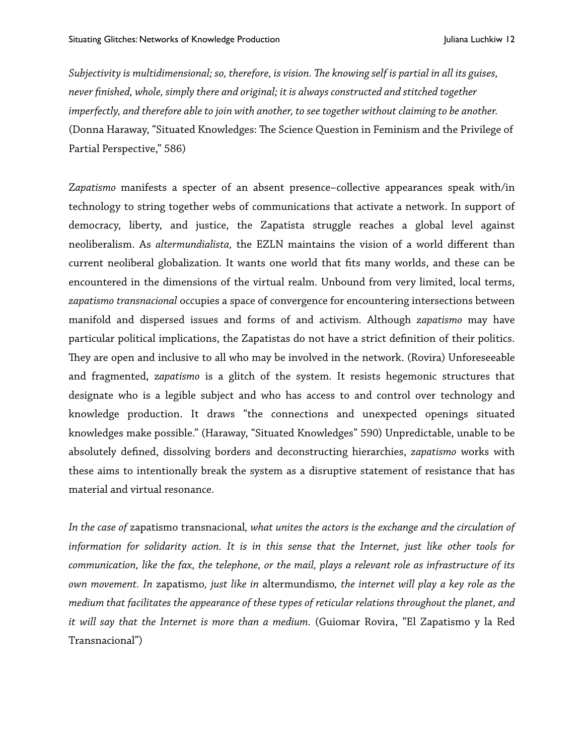*Subjectivity is multidimensional; so, therefore, is vision. The knowing self is partial in all its guises, never finished, whole, simply there and original; it is always constructed and stitched together imperfectly, and therefore able to join with another, to see together without claiming to be another.* (Donna Haraway, "Situated Knowledges: The Science Question in Feminism and the Privilege of Partial Perspective," 586)

Z*apatismo* manifests a specter of an absent presence–collective appearances speak with/in technology to string together webs of communications that activate a network. In support of democracy, liberty, and justice, the Zapatista struggle reaches a global level against neoliberalism. As *altermundialista*, the EZLN maintains the vision of a world different than current neoliberal globalization. It wants one world that fits many worlds, and these can be encountered in the dimensions of the virtual realm. Unbound from very limited, local terms, *zapatismo transnacional* occupies a space of convergence for encountering intersections between manifold and dispersed issues and forms of and activism. Although *zapatismo* may have particular political implications, the Zapatistas do not have a strict definition of their politics. They are open and inclusive to all who may be involved in the network. (Rovira) Unforeseeable and fragmented, z*apatismo* is a glitch of the system. It resists hegemonic structures that designate who is a legible subject and who has access to and control over technology and knowledge production. It draws "the connections and unexpected openings situated knowledges make possible." (Haraway, "Situated Knowledges" 590) Unpredictable, unable to be absolutely defined, dissolving borders and deconstructing hierarchies, *zapatismo* works with these aims to intentionally break the system as a disruptive statement of resistance that has material and virtual resonance.

*In the case of* zapatismo transnacional*, what unites the actors is the exchange and the circulation of information for solidarity action. It is in this sense that the Internet, just like other tools for communication, like the fax, the telephone, or the mail, plays a relevant role as infrastructure of its own movement. In* zapatismo*, just like in* altermundismo*, the internet will play a key role as the medium that facilitates the appearance of these types of reticular relations throughout the planet, and it will say that the Internet is more than a medium.* (Guiomar Rovira, "El Zapatismo y la Red Transnacional")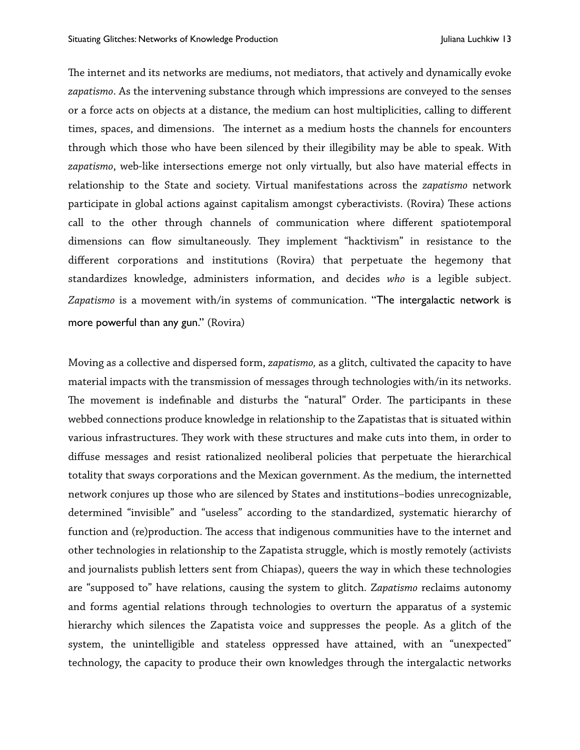The internet and its networks are mediums, not mediators, that actively and dynamically evoke *zapatismo*. As the intervening substance through which impressions are conveyed to the senses or a force acts on objects at a distance, the medium can host multiplicities, calling to different times, spaces, and dimensions.  The internet as a medium hosts the channels for encounters through which those who have been silenced by their illegibility may be able to speak. With *zapatismo*, web-like intersections emerge not only virtually, but also have material effects in relationship to the State and society. Virtual manifestations across the *zapatismo* network participate in global actions against capitalism amongst cyberactivists. (Rovira) These actions call to the other through channels of communication where different spatiotemporal dimensions can flow simultaneously. They implement "hacktivism" in resistance to the different corporations and institutions (Rovira) that perpetuate the hegemony that standardizes knowledge, administers information, and decides *who* is a legible subject. *Zapatismo* is a movement with/in systems of communication. "The intergalactic network is more powerful than any gun." (Rovira)

Moving as a collective and dispersed form, *zapatismo,* as a glitch*,* cultivated the capacity to have material impacts with the transmission of messages through technologies with/in its networks. The movement is indefinable and disturbs the "natural" Order. The participants in these webbed connections produce knowledge in relationship to the Zapatistas that is situated within various infrastructures. They work with these structures and make cuts into them, in order to diffuse messages and resist rationalized neoliberal policies that perpetuate the hierarchical totality that sways corporations and the Mexican government. As the medium, the internetted network conjures up those who are silenced by States and institutions–bodies unrecognizable, determined "invisible" and "useless" according to the standardized, systematic hierarchy of function and (re)production. The access that indigenous communities have to the internet and other technologies in relationship to the Zapatista struggle, which is mostly remotely (activists and journalists publish letters sent from Chiapas), queers the way in which these technologies are "supposed to" have relations, causing the system to glitch. Z*apatismo* reclaims autonomy and forms agential relations through technologies to overturn the apparatus of a systemic hierarchy which silences the Zapatista voice and suppresses the people. As a glitch of the system, the unintelligible and stateless oppressed have attained, with an "unexpected" technology, the capacity to produce their own knowledges through the intergalactic networks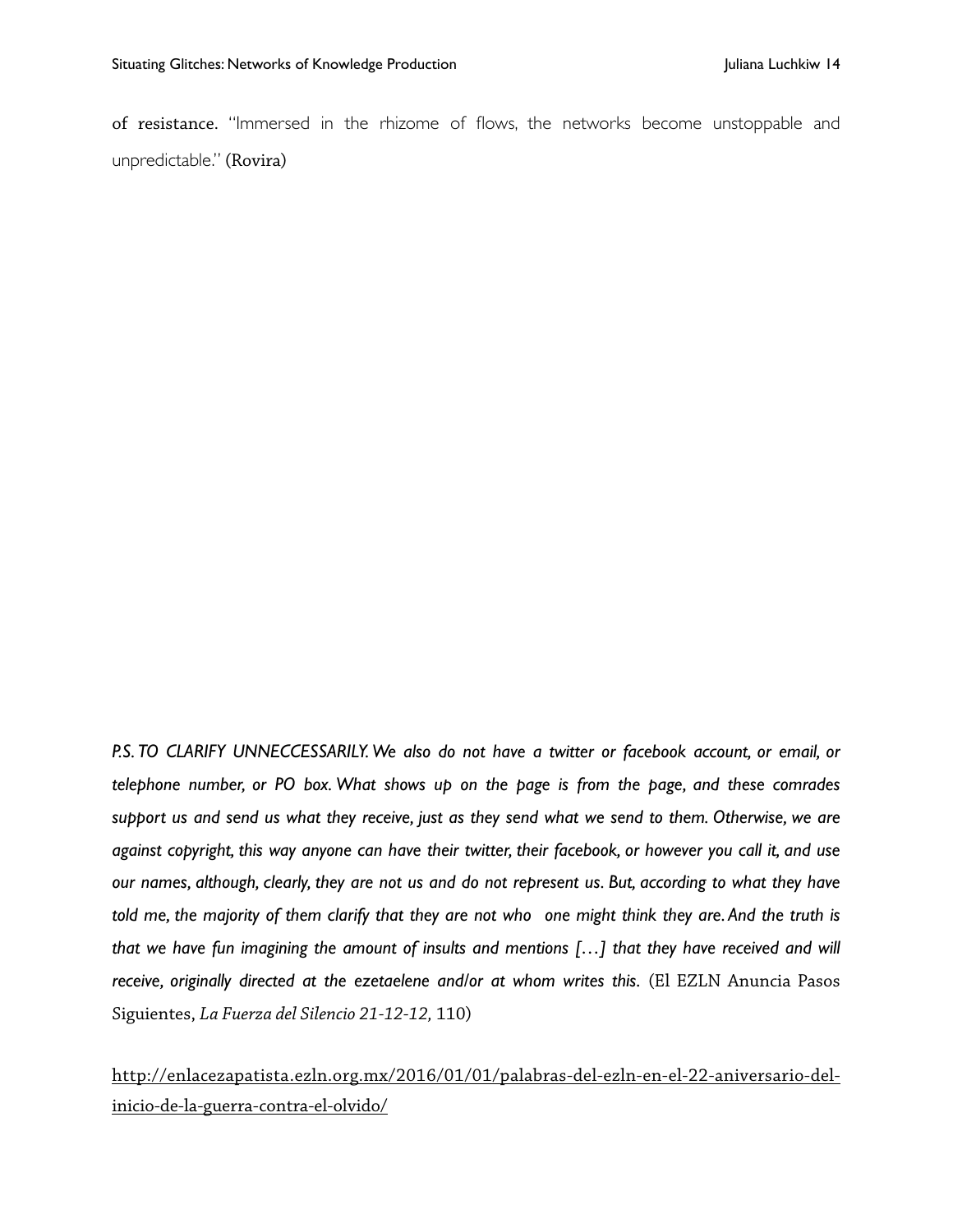of resistance. "Immersed in the rhizome of flows, the networks become unstoppable and unpredictable." (Rovira)

*P.S. TO CLARIFY UNNECCESSARILY. We also do not have a twitter or facebook account, or email, or telephone number, or PO box. What shows up on the page is from the page, and these comrades support us and send us what they receive, just as they send what we send to them. Otherwise, we are against copyright, this way anyone can have their twitter, their facebook, or however you call it, and use our names, although, clearly, they are not us and do not represent us. But, according to what they have told me, the majority of them clarify that they are not who one might think they are. And the truth is that we have fun imagining the amount of insults and mentions […] that they have received and will receive, originally directed at the ezetaelene and/or at whom writes this.* (El EZLN Anuncia Pasos Siguientes, *La Fuerza del Silencio 21-12-12,* 110)

http://enlacezapatista.ezln.org.mx/2016/01/01/palabras-del-ezln-en-el-22-aniversario-del-inicio-de-la-guerra-contra-el-olvido/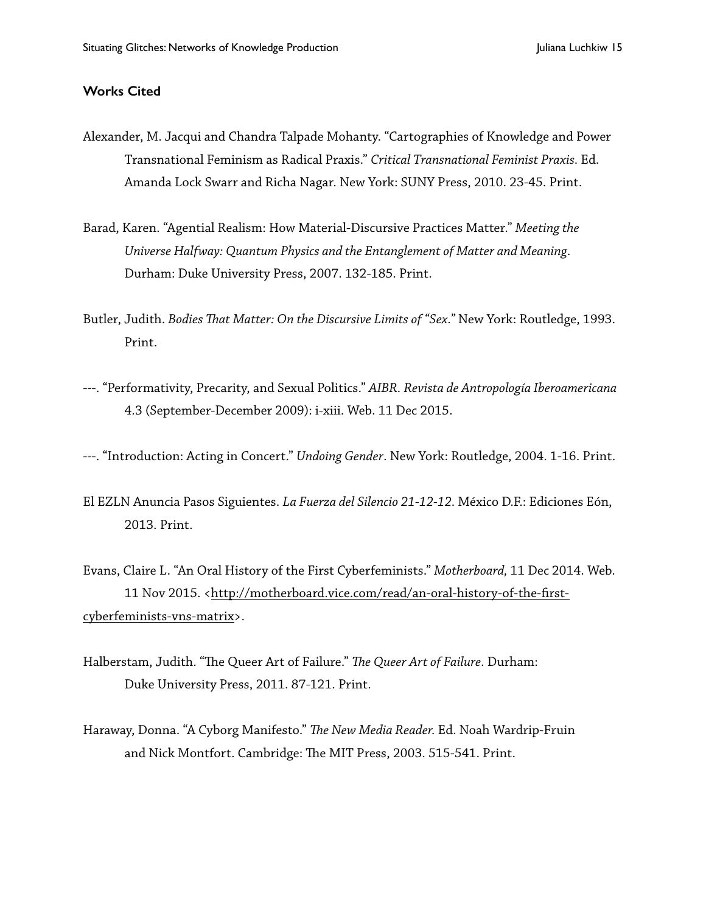## Works Cited

Alexander, M. Jacqui and Chandra Talpade Mohanty. "Cartographies of Knowledge and Power Transnational Feminism as Radical Praxis." *Critical Transnational Feminist Praxis*. Ed. Amanda Lock Swarr and Richa Nagar. New York: SUNY Press, 2010. 23-45. Print.

Barad, Karen. "Agential Realism: How Material-Discursive Practices Matter." *Meeting the Universe Halfway: Quantum Physics and the Entanglement of Matter and Meaning*. Durham: Duke University Press, 2007. 132-185. Print.

Butler, Judith. *Bodies That Matter: On the Discursive Limits of "Sex."* New York: Routledge, 1993. Print.

---. "Performativity, Precarity, and Sexual Politics." *AIBR. Revista de Antropología Iberoamericana* 4.3 (September-December 2009): i-xiii. Web. 11 Dec 2015.

---. "Introduction: Acting in Concert." *Undoing Gender*. New York: Routledge, 2004. 1-16. Print.

El EZLN Anuncia Pasos Siguientes. *La Fuerza del Silencio 21-12-12*. México D.F.: Ediciones Eón, 2013. Print.

Evans, Claire L. "An Oral History of the First Cyberfeminists." *Motherboard,* 11 Dec 2014. Web. 11 Nov 2015. <http://motherboard.vice.com/read/an-oral-history-of-the-first-cyberfeminists-vns-matrix>.

Halberstam, Judith. "The Queer Art of Failure." *The Queer Art of Failure*. Durham: Duke University Press, 2011. 87-121. Print.

Haraway, Donna. "A Cyborg Manifesto." *The New Media Reader.* Ed. Noah Wardrip-Fruin and Nick Montfort. Cambridge: The MIT Press, 2003. 515-541. Print.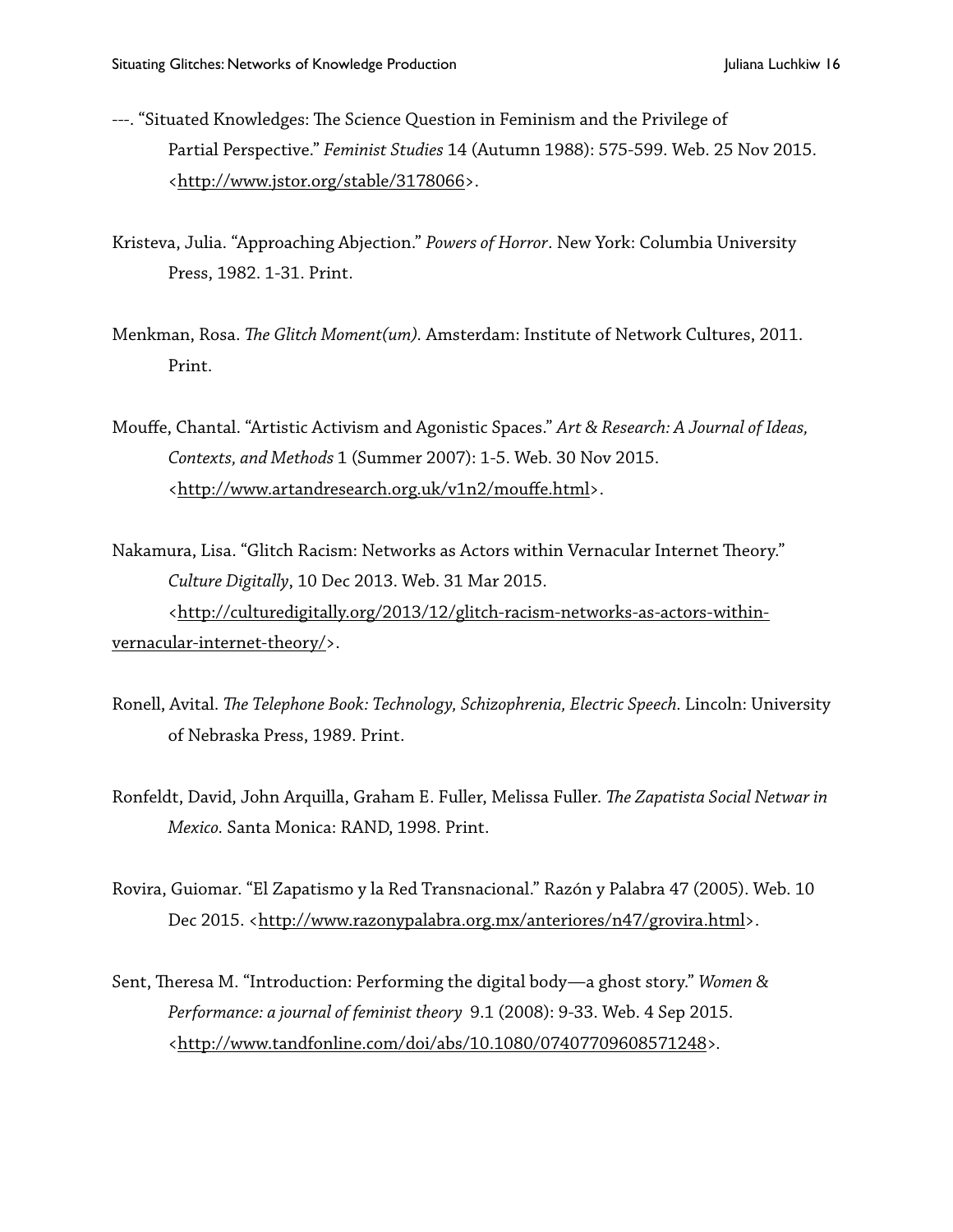---. "Situated Knowledges: The Science Question in Feminism and the Privilege of Partial Perspective." *Feminist Studies* 14 (Autumn 1988): 575-599. Web. 25 Nov 2015. <http://www.jstor.org/stable/3178066>.

Kristeva, Julia. "Approaching Abjection." *Powers of Horror*. New York: Columbia University Press, 1982. 1-31. Print.

Menkman, Rosa. *The Glitch Moment(um)*. Amsterdam: Institute of Network Cultures, 2011. Print.

Mouffe, Chantal. "Artistic Activism and Agonistic Spaces." *Art & Research: A Journal of Ideas, Contexts, and Methods* 1 (Summer 2007): 1-5. Web. 30 Nov 2015. <http://www.artandresearch.org.uk/v1n2/mouffe.html>.

Nakamura, Lisa. "Glitch Racism: Networks as Actors within Vernacular Internet Theory." *Culture Digitally*, 10 Dec 2013. Web. 31 Mar 2015. <http://culturedigitally.org/2013/12/glitch-racism-networks-as-actors-within-vernacular-internet-theory/>.

Ronell, Avital. *The Telephone Book: Technology, Schizophrenia, Electric Speech.* Lincoln: University of Nebraska Press, 1989. Print.

Ronfeldt, David, John Arquilla, Graham E. Fuller, Melissa Fuller. *The Zapatista Social Netwar in Mexico.* Santa Monica: RAND, 1998. Print.

Rovira, Guiomar. "El Zapatismo y la Red Transnacional." Razón y Palabra 47 (2005). Web. 10 Dec 2015. <http://www.razonypalabra.org.mx/anteriores/n47/grovira.html>.

Sent, Theresa M. "Introduction: Performing the digital body—a ghost story." *Women & Performance: a journal of feminist theory* 9.1 (2008): 9-33. Web. 4 Sep 2015. <http://www.tandfonline.com/doi/abs/10.1080/07407709608571248>.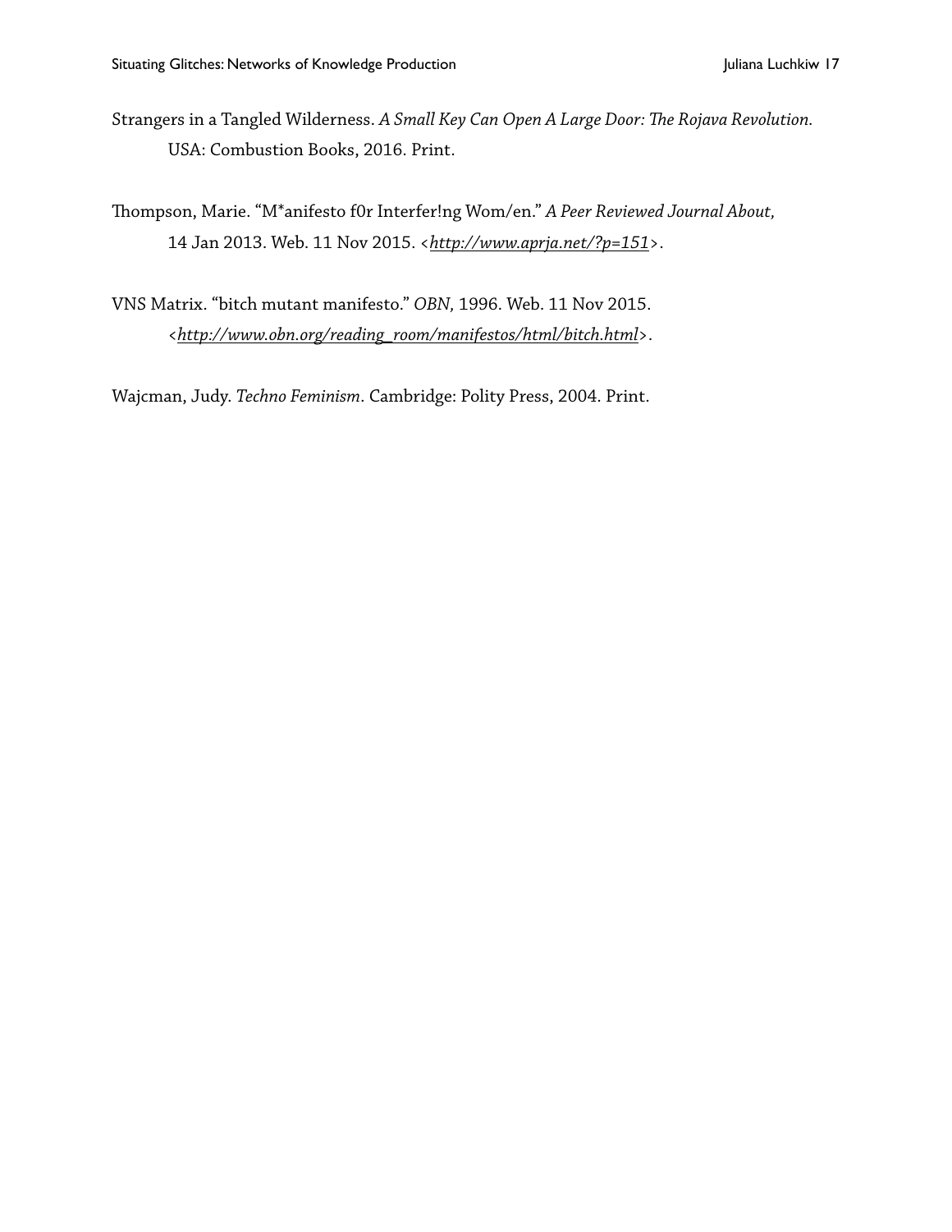Strangers in a Tangled Wilderness. *A Small Key Can Open A Large Door: The Rojava Revolution.* USA: Combustion Books, 2016. Print.

Thompson, Marie. "M*anifesto f0r Interfer!ng Wom/en." *A Peer Reviewed Journal About,* 14 Jan 2013. Web. 11 Nov 2015. <*http://www.aprja.net/?p=151*>.

VNS Matrix. "bitch mutant manifesto." *OBN,* 1996. Web. 11 Nov 2015. <*http://www.obn.org/reading_room/manifestos/html/bitch.html*>.

Wajcman, Judy. *Techno Feminism*. Cambridge: Polity Press, 2004. Print.